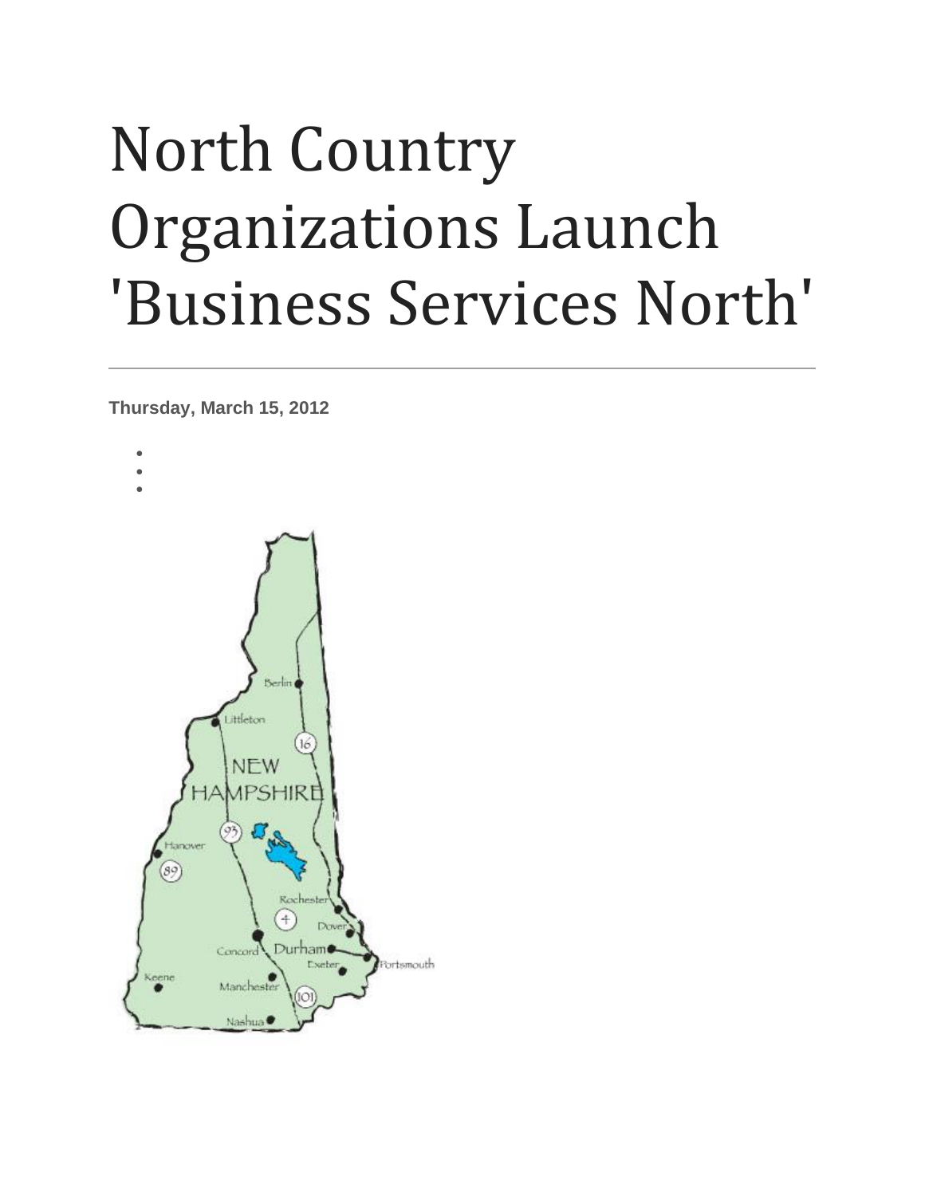# North Country Organizations Launch 'Business Services North'

**Thursday, March 15, 2012**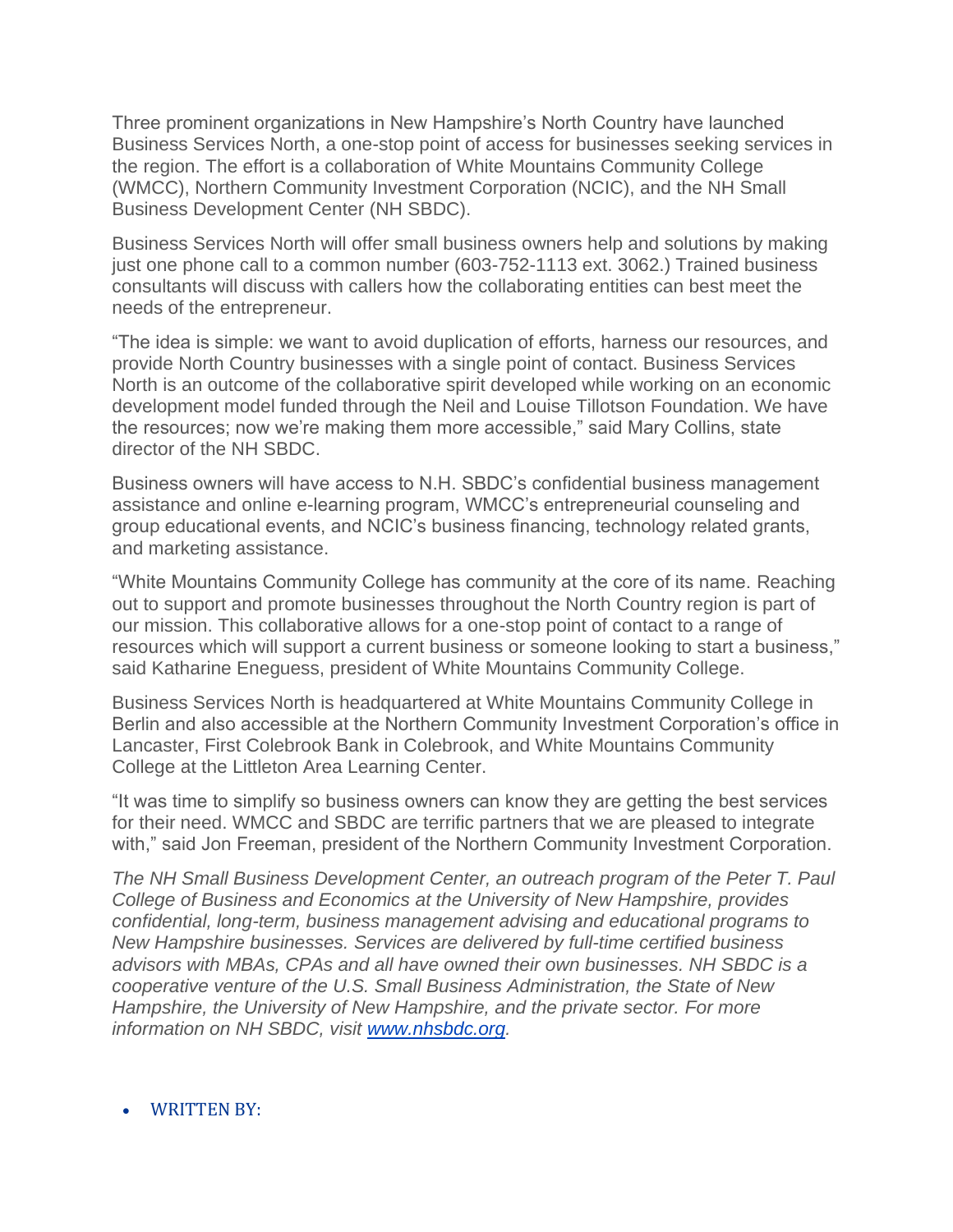Three prominent organizations in New Hampshire's North Country have launched Business Services North, a one-stop point of access for businesses seeking services in the region. The effort is a collaboration of White Mountains Community College (WMCC), Northern Community Investment Corporation (NCIC), and the NH Small Business Development Center (NH SBDC).

Business Services North will offer small business owners help and solutions by making just one phone call to a common number (603-752-1113 ext. 3062.) Trained business consultants will discuss with callers how the collaborating entities can best meet the needs of the entrepreneur.

"The idea is simple: we want to avoid duplication of efforts, harness our resources, and provide North Country businesses with a single point of contact. Business Services North is an outcome of the collaborative spirit developed while working on an economic development model funded through the Neil and Louise Tillotson Foundation. We have the resources; now we're making them more accessible," said Mary Collins, state director of the NH SBDC.

Business owners will have access to N.H. SBDC's confidential business management assistance and online e-learning program, WMCC's entrepreneurial counseling and group educational events, and NCIC's business financing, technology related grants, and marketing assistance.

"White Mountains Community College has community at the core of its name. Reaching out to support and promote businesses throughout the North Country region is part of our mission. This collaborative allows for a one-stop point of contact to a range of resources which will support a current business or someone looking to start a business," said Katharine Eneguess, president of White Mountains Community College.

Business Services North is headquartered at White Mountains Community College in Berlin and also accessible at the Northern Community Investment Corporation's office in Lancaster, First Colebrook Bank in Colebrook, and White Mountains Community College at the Littleton Area Learning Center.

"It was time to simplify so business owners can know they are getting the best services for their need. WMCC and SBDC are terrific partners that we are pleased to integrate with," said Jon Freeman, president of the Northern Community Investment Corporation.

*The NH Small Business Development Center, an outreach program of the Peter T. Paul College of Business and Economics at the University of New Hampshire, provides confidential, long-term, business management advising and educational programs to New Hampshire businesses. Services are delivered by full-time certified business advisors with MBAs, CPAs and all have owned their own businesses. NH SBDC is a cooperative venture of the U.S. Small Business Administration, the State of New Hampshire, the University of New Hampshire, and the private sector. For more information on NH SBDC, visit [www.nhsbdc.org](http://www.nhsbdc.org).*

- WRITTEN BY: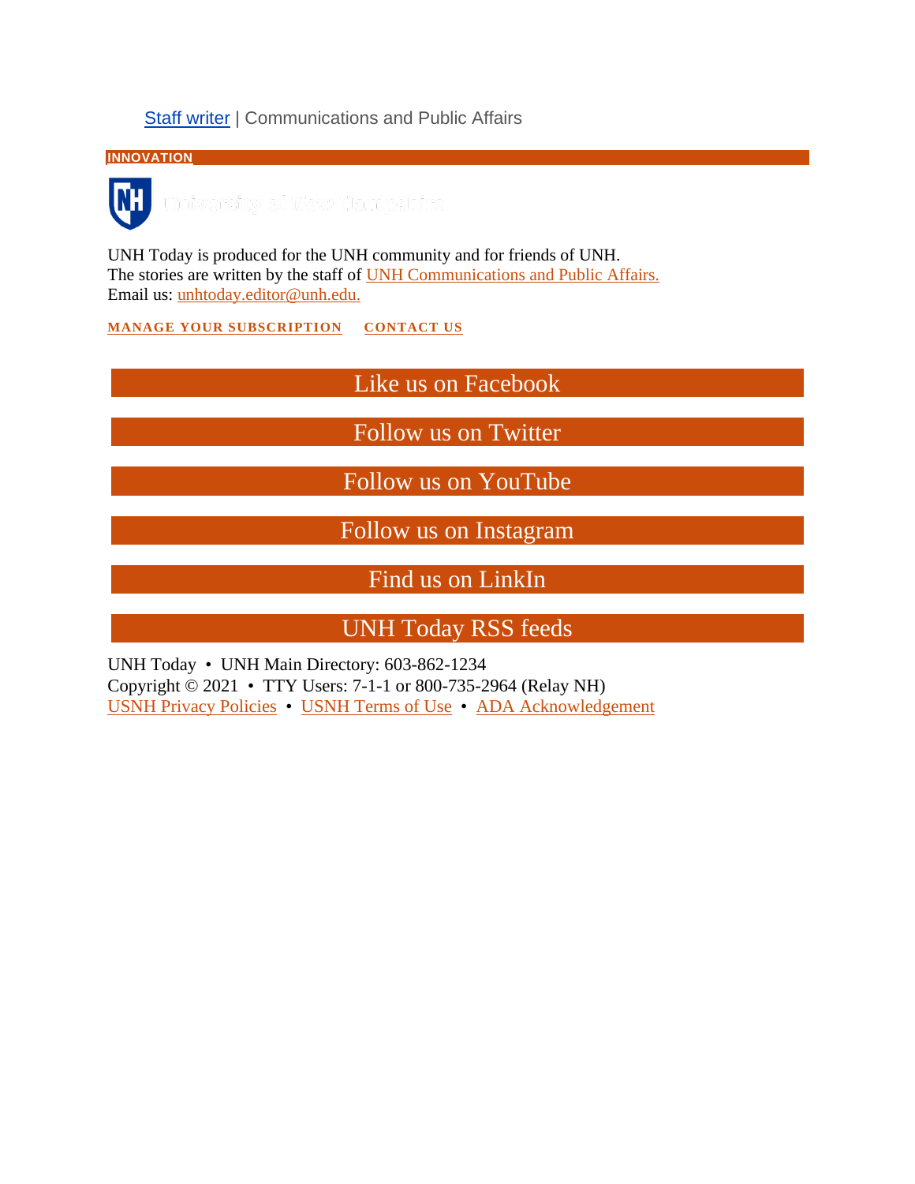Staff writer | Communications and Public Affairs

INNOVATION

UNH Today is produced for the UNH community and for friends of UNH.
The stories are written by the staff of UNH Communications and Public Affairs.
Email us: unhtoday.editor@unh.edu.

MANAGE YOUR SUBSCRIPTION   CONTACT US

Like us on Facebook

Follow us on Twitter

Follow us on YouTube

Follow us on Instagram

Find us on LinkIn

UNH Today RSS feeds

UNH Today • UNH Main Directory: 603-862-1234
Copyright © 2021 • TTY Users: 7-1-1 or 800-735-2964 (Relay NH)
USNH Privacy Policies • USNH Terms of Use • ADA Acknowledgement